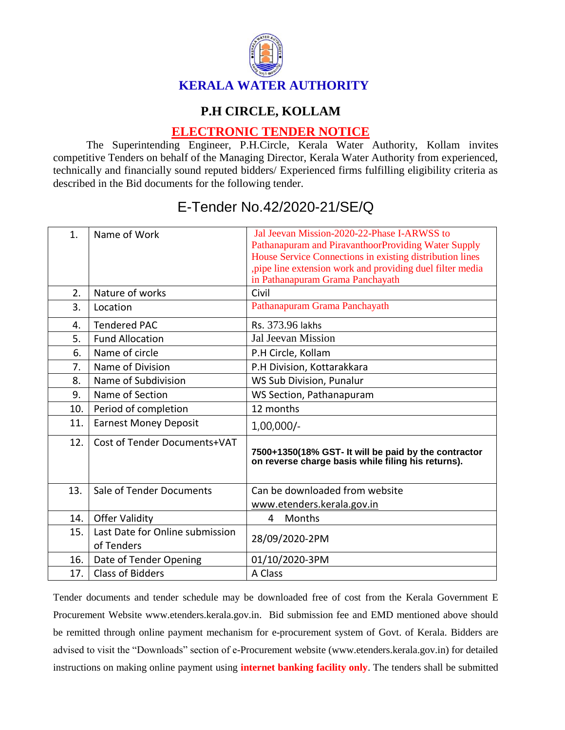# KERALA WATER AUTHORITY

## P.H CIRCLE, KOLLAM

## ELECTRONIC TENDER NOTICE

The Superintending Engineer, P.H.Circle, Kerala Water Authority, Kollam invites competitive Tenders on behalf of the Managing Director, Kerala Water Authority from experienced, technically and financially sound reputed bidders/ Experienced firms fulfilling eligibility criteria as described in the Bid documents for the following tender.

## E-Tender No.42/2020-21/SE/Q

| | | |
|---|---|---|
| 1. | Name of Work | Jal Jeevan Mission-2020-22-Phase I-ARWSS to Pathanapuram and PiravanthoorProviding Water Supply House Service Connections in existing distribution lines ,pipe line extension work and providing duel filter media in Pathanapuram Grama Panchayath |
| 2. | Nature of works | Civil |
| 3. | Location | Pathanapuram Grama Panchayath |
| 4. | Tendered PAC | Rs. 373.96 lakhs |
| 5. | Fund Allocation | Jal Jeevan Mission |
| 6. | Name of circle | P.H Circle, Kollam |
| 7. | Name of Division | P.H Division, Kottarakkara |
| 8. | Name of Subdivision | WS Sub Division, Punalur |
| 9. | Name of Section | WS Section, Pathanapuram |
| 10. | Period of completion | 12 months |
| 11. | Earnest Money Deposit | 1,00,000/- |
| 12. | Cost of Tender Documents+VAT | **7500+1350(18% GST- It will be paid by the contractor on reverse charge basis while filing his returns).** |
| 13. | Sale of Tender Documents | Can be downloaded from website www.etenders.kerala.gov.in |
| 14. | Offer Validity | 4 Months |
| 15. | Last Date for Online submission of Tenders | 28/09/2020-2PM |
| 16. | Date of Tender Opening | 01/10/2020-3PM |
| 17. | Class of Bidders | A Class |

Tender documents and tender schedule may be downloaded free of cost from the Kerala Government E Procurement Website www.etenders.kerala.gov.in. Bid submission fee and EMD mentioned above should be remitted through online payment mechanism for e-procurement system of Govt. of Kerala. Bidders are advised to visit the "Downloads" section of e-Procurement website (www.etenders.kerala.gov.in) for detailed instructions on making online payment using **internet banking facility only**. The tenders shall be submitted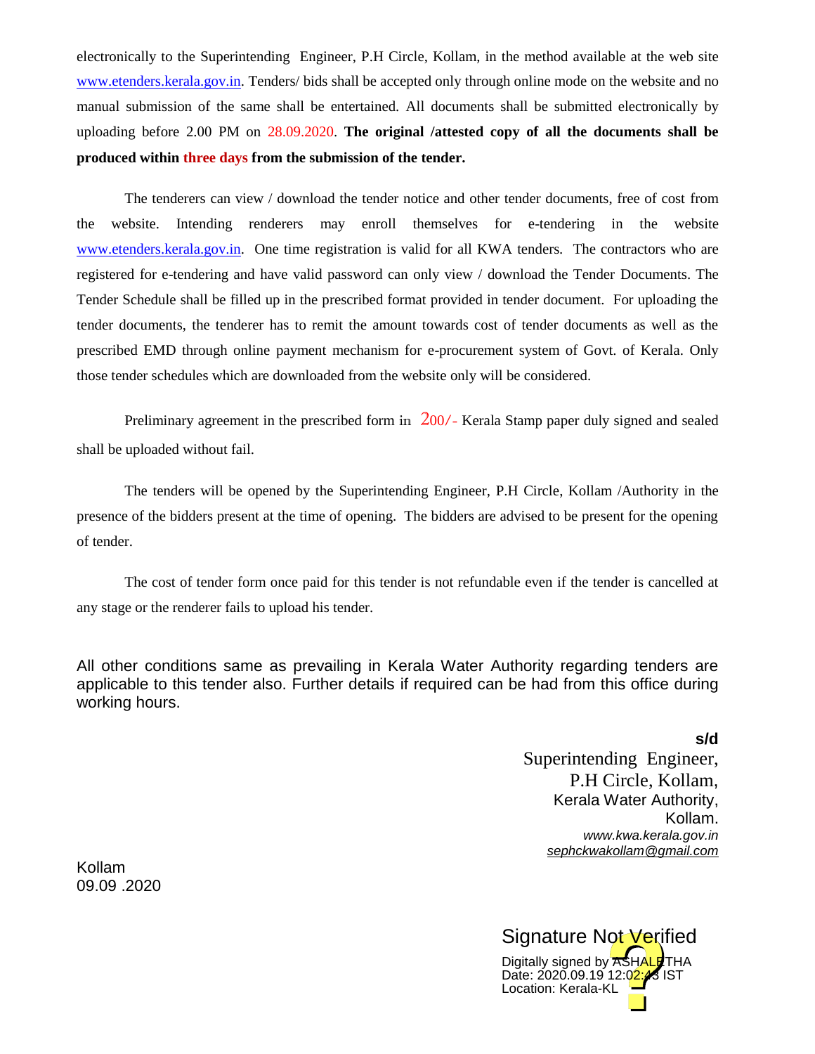electronically to the Superintending Engineer, P.H Circle, Kollam, in the method available at the web site www.etenders.kerala.gov.in. Tenders/ bids shall be accepted only through online mode on the website and no manual submission of the same shall be entertained. All documents shall be submitted electronically by uploading before 2.00 PM on 28.09.2020. **The original /attested copy of all the documents shall be produced within three days from the submission of the tender.**

The tenderers can view / download the tender notice and other tender documents, free of cost from the website. Intending renderers may enroll themselves for e-tendering in the website www.etenders.kerala.gov.in. One time registration is valid for all KWA tenders. The contractors who are registered for e-tendering and have valid password can only view / download the Tender Documents. The Tender Schedule shall be filled up in the prescribed format provided in tender document. For uploading the tender documents, the tenderer has to remit the amount towards cost of tender documents as well as the prescribed EMD through online payment mechanism for e-procurement system of Govt. of Kerala. Only those tender schedules which are downloaded from the website only will be considered.

Preliminary agreement in the prescribed form in 200/- Kerala Stamp paper duly signed and sealed shall be uploaded without fail.

The tenders will be opened by the Superintending Engineer, P.H Circle, Kollam /Authority in the presence of the bidders present at the time of opening. The bidders are advised to be present for the opening of tender.

The cost of tender form once paid for this tender is not refundable even if the tender is cancelled at any stage or the renderer fails to upload his tender.

All other conditions same as prevailing in Kerala Water Authority regarding tenders are applicable to this tender also. Further details if required can be had from this office during working hours.

**s/d**
Superintending Engineer,
P.H Circle, Kollam,
Kerala Water Authority,
Kollam.
*www.kwa.kerala.gov.in*
*sephckwakollam@gmail.com*

Kollam
09.09 .2020

Signature Not Verified
Digitally signed by ASHALATHA
Date: 2020.09.19 12:02:43 IST
Location: Kerala-KL